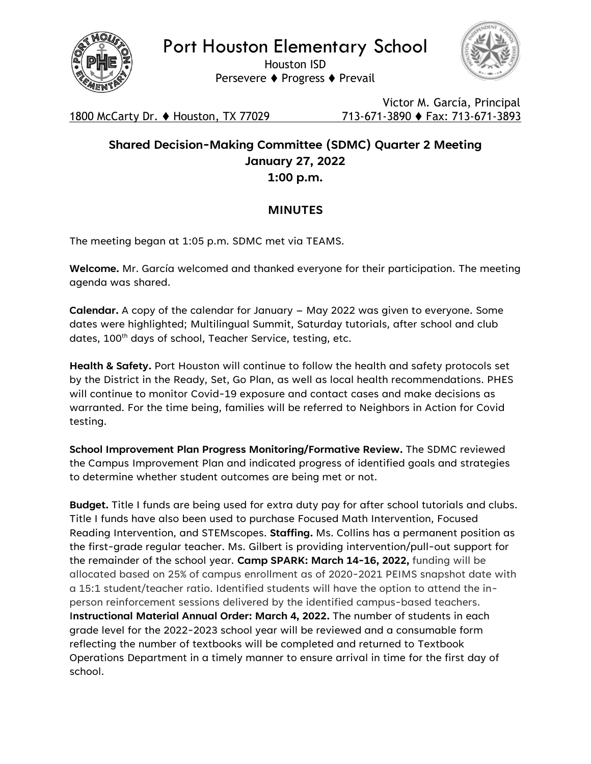# Port Houston Elementary School

Houston ISD
Persevere ♦ Progress ♦ Prevail

Victor M. García, Principal
1800 McCarty Dr. ♦ Houston, TX 77029 713-671-3890 ♦ Fax: 713-671-3893

## Shared Decision-Making Committee (SDMC) Quarter 2 Meeting
## January 27, 2022
## 1:00 p.m.

### MINUTES

The meeting began at 1:05 p.m. SDMC met via TEAMS.

**Welcome.** Mr. García welcomed and thanked everyone for their participation. The meeting agenda was shared.

**Calendar.** A copy of the calendar for January – May 2022 was given to everyone. Some dates were highlighted; Multilingual Summit, Saturday tutorials, after school and club dates, 100th days of school, Teacher Service, testing, etc.

**Health & Safety.** Port Houston will continue to follow the health and safety protocols set by the District in the Ready, Set, Go Plan, as well as local health recommendations. PHES will continue to monitor Covid-19 exposure and contact cases and make decisions as warranted. For the time being, families will be referred to Neighbors in Action for Covid testing.

**School Improvement Plan Progress Monitoring/Formative Review.** The SDMC reviewed the Campus Improvement Plan and indicated progress of identified goals and strategies to determine whether student outcomes are being met or not.

**Budget.** Title I funds are being used for extra duty pay for after school tutorials and clubs. Title I funds have also been used to purchase Focused Math Intervention, Focused Reading Intervention, and STEMscopes. **Staffing.** Ms. Collins has a permanent position as the first-grade regular teacher. Ms. Gilbert is providing intervention/pull-out support for the remainder of the school year. **Camp SPARK: March 14-16, 2022,** funding will be allocated based on 25% of campus enrollment as of 2020-2021 PEIMS snapshot date with a 15:1 student/teacher ratio. Identified students will have the option to attend the in-person reinforcement sessions delivered by the identified campus-based teachers. **Instructional Material Annual Order: March 4, 2022.** The number of students in each grade level for the 2022-2023 school year will be reviewed and a consumable form reflecting the number of textbooks will be completed and returned to Textbook Operations Department in a timely manner to ensure arrival in time for the first day of school.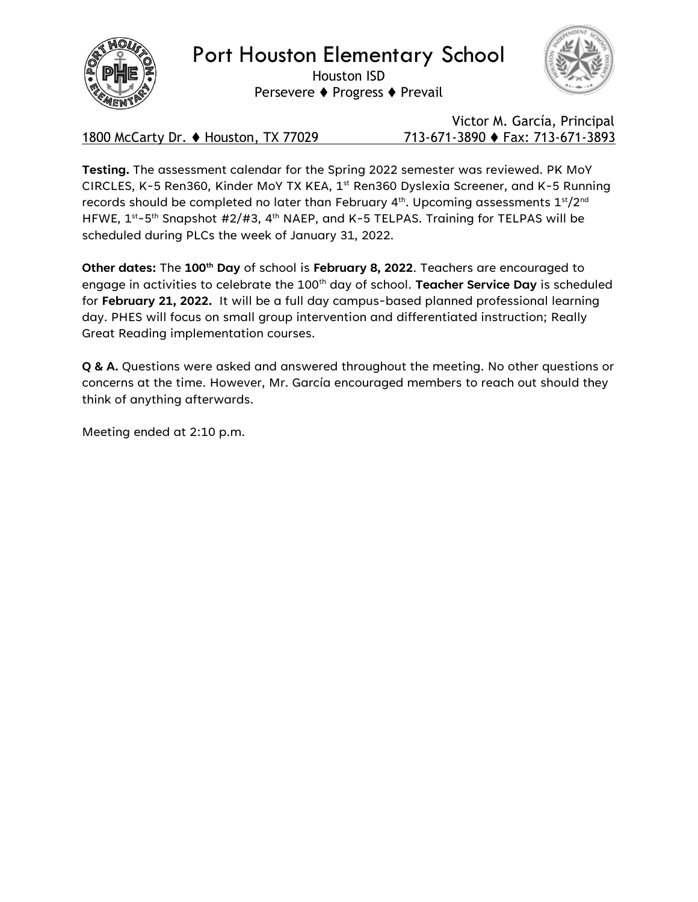# Port Houston Elementary School

Houston ISD

Persevere ♦ Progress ♦ Prevail

Victor M. García, Principal

1800 McCarty Dr. ♦ Houston, TX 77029 713-671-3890 ♦ Fax: 713-671-3893

**Testing.** The assessment calendar for the Spring 2022 semester was reviewed. PK MoY CIRCLES, K-5 Ren360, Kinder MoY TX KEA, 1st Ren360 Dyslexia Screener, and K-5 Running records should be completed no later than February 4th. Upcoming assessments 1st/2nd HFWE, 1st-5th Snapshot #2/#3, 4th NAEP, and K-5 TELPAS. Training for TELPAS will be scheduled during PLCs the week of January 31, 2022.

**Other dates:** The **100th Day** of school is **February 8, 2022**. Teachers are encouraged to engage in activities to celebrate the 100th day of school. **Teacher Service Day** is scheduled for **February 21, 2022.** It will be a full day campus-based planned professional learning day. PHES will focus on small group intervention and differentiated instruction; Really Great Reading implementation courses.

**Q & A.** Questions were asked and answered throughout the meeting. No other questions or concerns at the time. However, Mr. García encouraged members to reach out should they think of anything afterwards.

Meeting ended at 2:10 p.m.